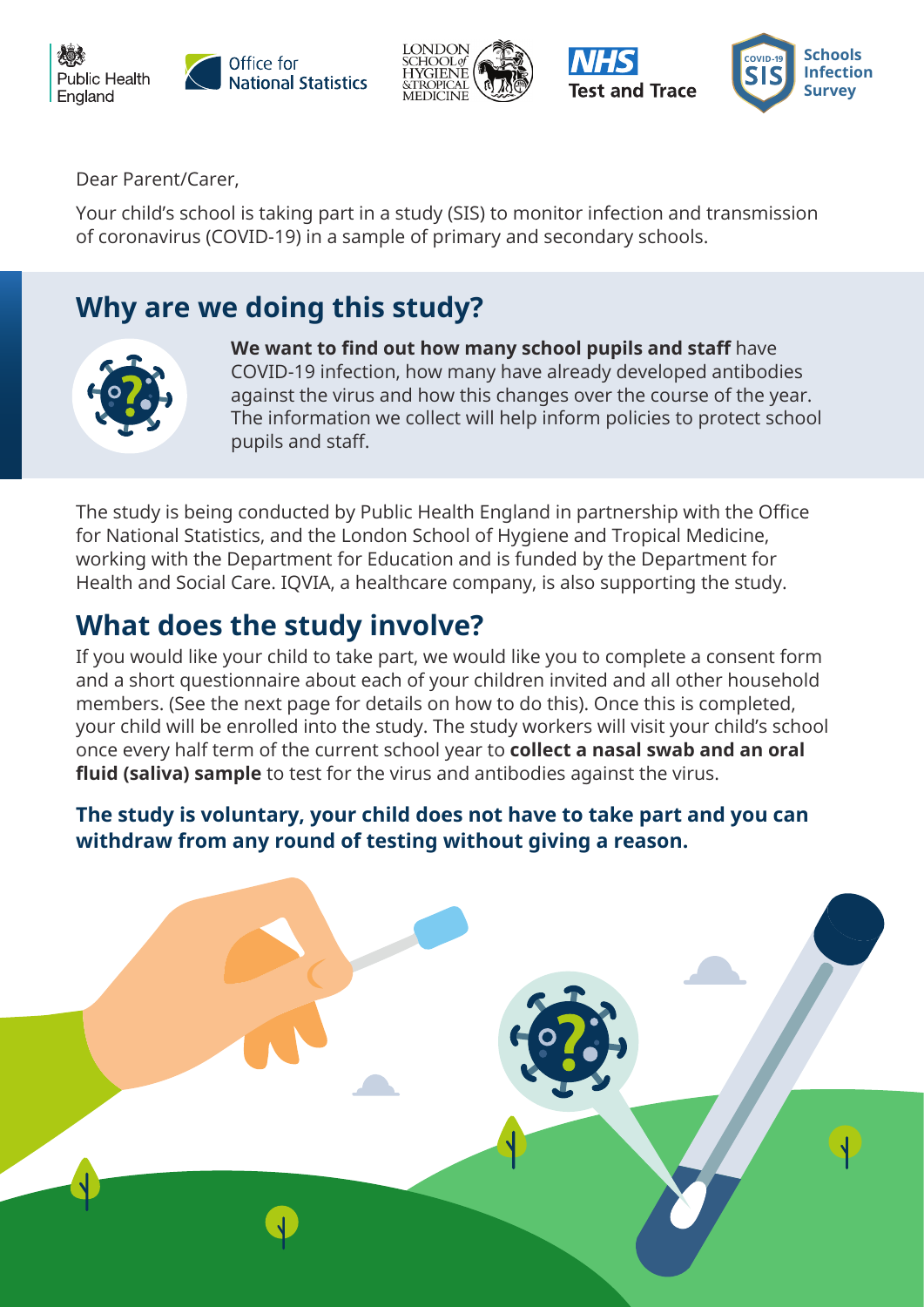Public Health England | Office for National Statistics | London School of Hygiene & Tropical Medicine | NHS Test and Trace | COVID-19 SIS Schools Infection Survey

Dear Parent/Carer,

Your child's school is taking part in a study (SIS) to monitor infection and transmission of coronavirus (COVID-19) in a sample of primary and secondary schools.

## Why are we doing this study?

**We want to find out how many school pupils and staff** have COVID-19 infection, how many have already developed antibodies against the virus and how this changes over the course of the year. The information we collect will help inform policies to protect school pupils and staff.

The study is being conducted by Public Health England in partnership with the Office for National Statistics, and the London School of Hygiene and Tropical Medicine, working with the Department for Education and is funded by the Department for Health and Social Care. IQVIA, a healthcare company, is also supporting the study.

## What does the study involve?

If you would like your child to take part, we would like you to complete a consent form and a short questionnaire about each of your children invited and all other household members. (See the next page for details on how to do this). Once this is completed, your child will be enrolled into the study. The study workers will visit your child's school once every half term of the current school year to **collect a nasal swab and an oral fluid (saliva) sample** to test for the virus and antibodies against the virus.

**The study is voluntary, your child does not have to take part and you can withdraw from any round of testing without giving a reason.**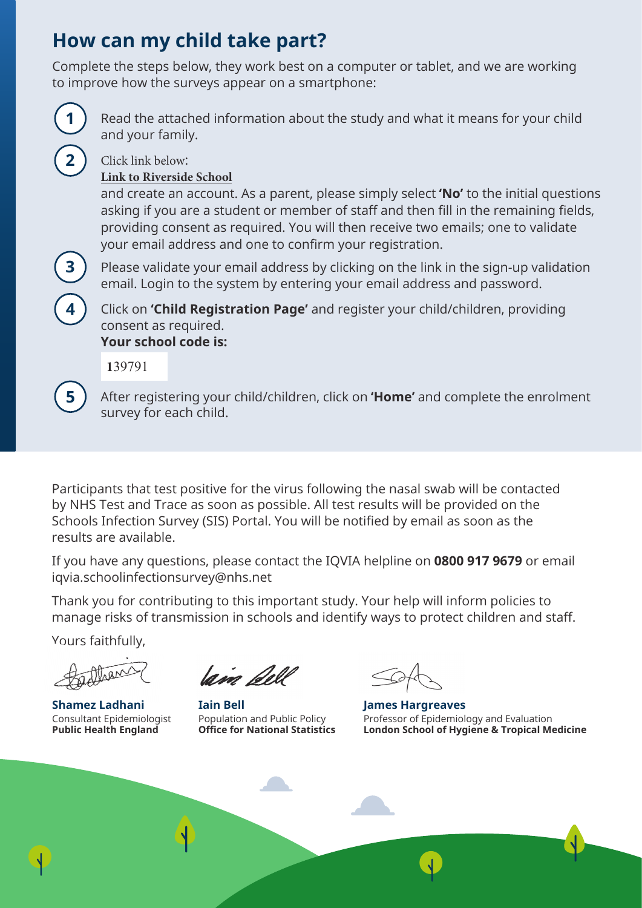## How can my child take part?

Complete the steps below, they work best on a computer or tablet, and we are working to improve how the surveys appear on a smartphone:

1. Read the attached information about the study and what it means for your child and your family.
2. Click link below:
   **Link to Riverside School**
   and create an account. As a parent, please simply select **'No'** to the initial questions asking if you are a student or member of staff and then fill in the remaining fields, providing consent as required. You will then receive two emails; one to validate your email address and one to confirm your registration.
3. Please validate your email address by clicking on the link in the sign-up validation email. Login to the system by entering your email address and password.
4. Click on **'Child Registration Page'** and register your child/children, providing consent as required.
   **Your school code is:**
   139791
5. After registering your child/children, click on **'Home'** and complete the enrolment survey for each child.

Participants that test positive for the virus following the nasal swab will be contacted by NHS Test and Trace as soon as possible. All test results will be provided on the Schools Infection Survey (SIS) Portal. You will be notified by email as soon as the results are available.

If you have any questions, please contact the IQVIA helpline on **0800 917 9679** or email iqvia.schoolinfectionsurvey@nhs.net

Thank you for contributing to this important study. Your help will inform policies to manage risks of transmission in schools and identify ways to protect children and staff.

Yours faithfully,

**Shamez Ladhani**
Consultant Epidemiologist
**Public Health England**

**Iain Bell**
Population and Public Policy
**Office for National Statistics**

**James Hargreaves**
Professor of Epidemiology and Evaluation
**London School of Hygiene & Tropical Medicine**